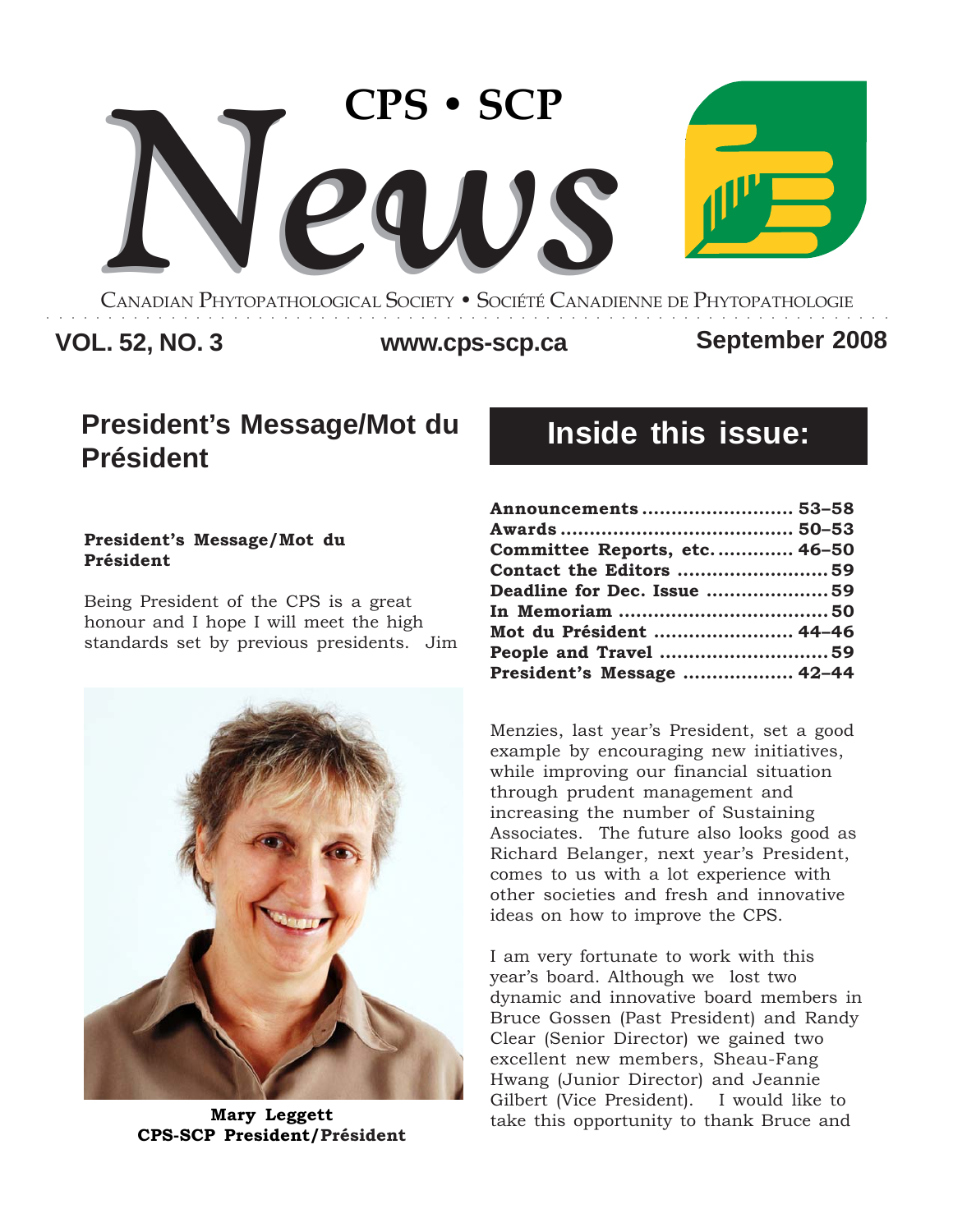# CPS • SCP News

CANADIAN PHYTOPATHOLOGICAL SOCIETY • SOCIÉTÉ CANADIENNE DE PHYTOPATHOLOGIE

**VOL. 52, NO. 3** | **www.cps-scp.ca** | **September 2008**

## President's Message/Mot du Président

## Inside this issue:

| | |
|---|---|
| **Announcements** | **53–58** |
| **Awards** | **50–53** |
| **Committee Reports, etc.** | **46–50** |
| **Contact the Editors** | **59** |
| **Deadline for Dec. Issue** | **59** |
| **In Memoriam** | **50** |
| **Mot du Président** | **44–46** |
| **People and Travel** | **59** |
| **President's Message** | **42–44** |

**President's Message/Mot du Président**

Being President of the CPS is a great honour and I hope I will meet the high standards set by previous presidents. Jim Menzies, last year's President, set a good example by encouraging new initiatives, while improving our financial situation through prudent management and increasing the number of Sustaining Associates. The future also looks good as Richard Belanger, next year's President, comes to us with a lot experience with other societies and fresh and innovative ideas on how to improve the CPS.

**Mary Leggett**
**CPS-SCP President/Président**

I am very fortunate to work with this year's board. Although we lost two dynamic and innovative board members in Bruce Gossen (Past President) and Randy Clear (Senior Director) we gained two excellent new members, Sheau-Fang Hwang (Junior Director) and Jeannie Gilbert (Vice President). I would like to take this opportunity to thank Bruce and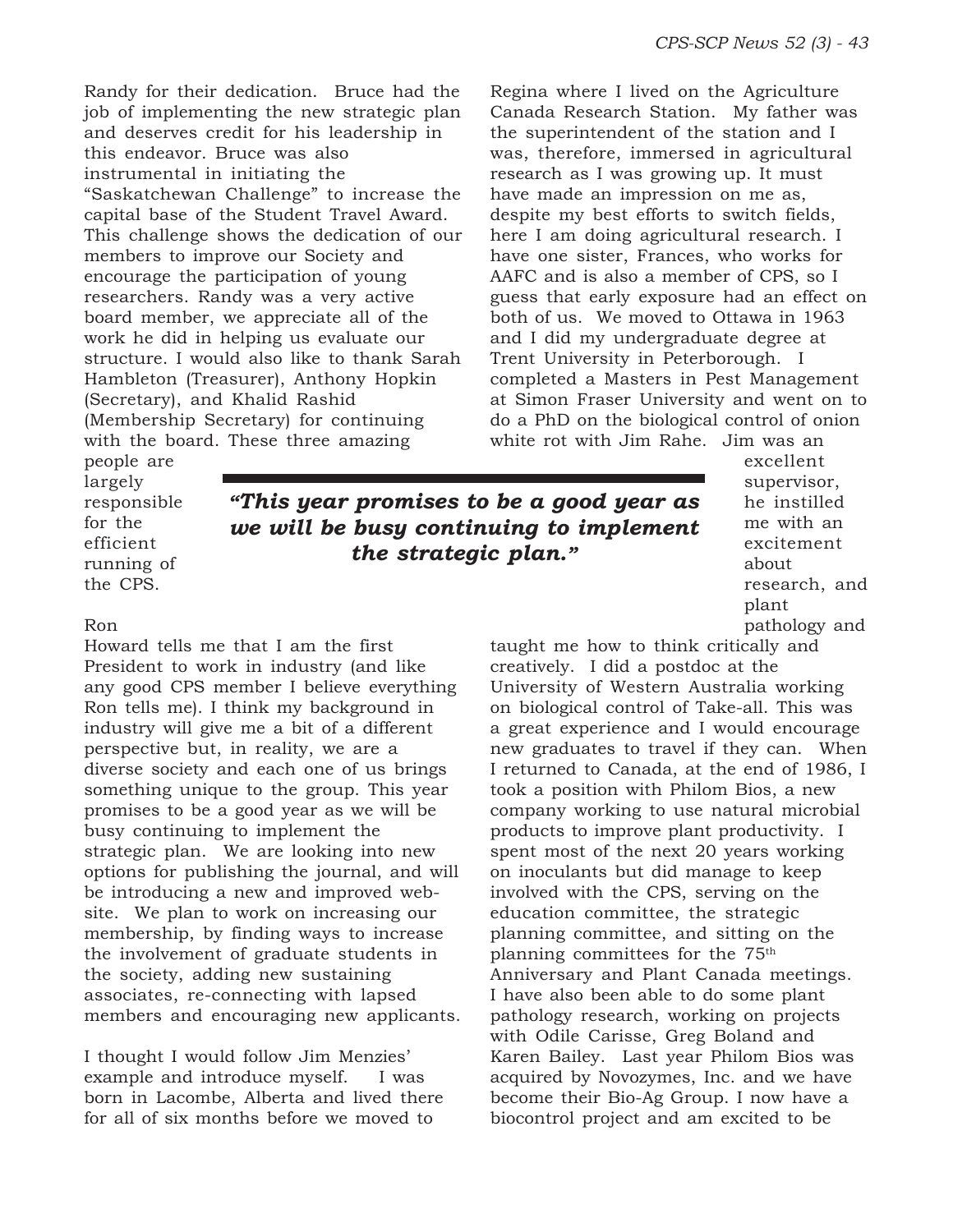Randy for their dedication. Bruce had the job of implementing the new strategic plan and deserves credit for his leadership in this endeavor. Bruce was also instrumental in initiating the "Saskatchewan Challenge" to increase the capital base of the Student Travel Award. This challenge shows the dedication of our members to improve our Society and encourage the participation of young researchers. Randy was a very active board member, we appreciate all of the work he did in helping us evaluate our structure. I would also like to thank Sarah Hambleton (Treasurer), Anthony Hopkin (Secretary), and Khalid Rashid (Membership Secretary) for continuing with the board. These three amazing people are largely responsible for the efficient running of the CPS.

> ***"This year promises to be a good year as we will be busy continuing to implement the strategic plan."***

Ron Howard tells me that I am the first President to work in industry (and like any good CPS member I believe everything Ron tells me). I think my background in industry will give me a bit of a different perspective but, in reality, we are a diverse society and each one of us brings something unique to the group. This year promises to be a good year as we will be busy continuing to implement the strategic plan. We are looking into new options for publishing the journal, and will be introducing a new and improved web-site. We plan to work on increasing our membership, by finding ways to increase the involvement of graduate students in the society, adding new sustaining associates, re-connecting with lapsed members and encouraging new applicants.

I thought I would follow Jim Menzies' example and introduce myself. I was born in Lacombe, Alberta and lived there for all of six months before we moved to Regina where I lived on the Agriculture Canada Research Station. My father was the superintendent of the station and I was, therefore, immersed in agricultural research as I was growing up. It must have made an impression on me as, despite my best efforts to switch fields, here I am doing agricultural research. I have one sister, Frances, who works for AAFC and is also a member of CPS, so I guess that early exposure had an effect on both of us. We moved to Ottawa in 1963 and I did my undergraduate degree at Trent University in Peterborough. I completed a Masters in Pest Management at Simon Fraser University and went on to do a PhD on the biological control of onion white rot with Jim Rahe. Jim was an excellent supervisor, he instilled me with an excitement about research, and plant pathology and taught me how to think critically and creatively. I did a postdoc at the University of Western Australia working on biological control of Take-all. This was a great experience and I would encourage new graduates to travel if they can. When I returned to Canada, at the end of 1986, I took a position with Philom Bios, a new company working to use natural microbial products to improve plant productivity. I spent most of the next 20 years working on inoculants but did manage to keep involved with the CPS, serving on the education committee, the strategic planning committee, and sitting on the planning committees for the 75th Anniversary and Plant Canada meetings. I have also been able to do some plant pathology research, working on projects with Odile Carisse, Greg Boland and Karen Bailey. Last year Philom Bios was acquired by Novozymes, Inc. and we have become their Bio-Ag Group. I now have a biocontrol project and am excited to be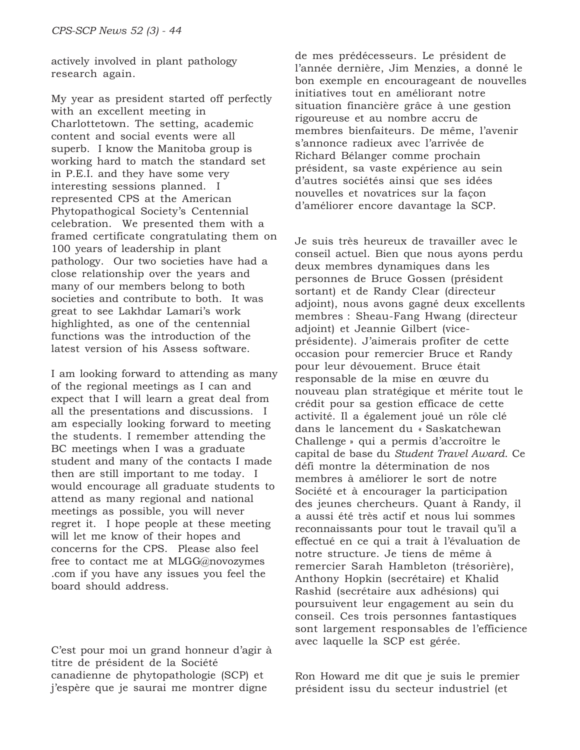actively involved in plant pathology research again.

My year as president started off perfectly with an excellent meeting in Charlottetown. The setting, academic content and social events were all superb. I know the Manitoba group is working hard to match the standard set in P.E.I. and they have some very interesting sessions planned. I represented CPS at the American Phytopathogical Society's Centennial celebration. We presented them with a framed certificate congratulating them on 100 years of leadership in plant pathology. Our two societies have had a close relationship over the years and many of our members belong to both societies and contribute to both. It was great to see Lakhdar Lamari's work highlighted, as one of the centennial functions was the introduction of the latest version of his Assess software.

I am looking forward to attending as many of the regional meetings as I can and expect that I will learn a great deal from all the presentations and discussions. I am especially looking forward to meeting the students. I remember attending the BC meetings when I was a graduate student and many of the contacts I made then are still important to me today. I would encourage all graduate students to attend as many regional and national meetings as possible, you will never regret it. I hope people at these meeting will let me know of their hopes and concerns for the CPS. Please also feel free to contact me at MLGG@novozymes .com if you have any issues you feel the board should address.

C'est pour moi un grand honneur d'agir à titre de président de la Société canadienne de phytopathologie (SCP) et j'espère que je saurai me montrer digne de mes prédécesseurs. Le président de l'année dernière, Jim Menzies, a donné le bon exemple en encourageant de nouvelles initiatives tout en améliorant notre situation financière grâce à une gestion rigoureuse et au nombre accru de membres bienfaiteurs. De même, l'avenir s'annonce radieux avec l'arrivée de Richard Bélanger comme prochain président, sa vaste expérience au sein d'autres sociétés ainsi que ses idées nouvelles et novatrices sur la façon d'améliorer encore davantage la SCP.

Je suis très heureux de travailler avec le conseil actuel. Bien que nous ayons perdu deux membres dynamiques dans les personnes de Bruce Gossen (président sortant) et de Randy Clear (directeur adjoint), nous avons gagné deux excellents membres : Sheau-Fang Hwang (directeur adjoint) et Jeannie Gilbert (vice-présidente). J'aimerais profiter de cette occasion pour remercier Bruce et Randy pour leur dévouement. Bruce était responsable de la mise en œuvre du nouveau plan stratégique et mérite tout le crédit pour sa gestion efficace de cette activité. Il a également joué un rôle clé dans le lancement du « Saskatchewan Challenge » qui a permis d'accroître le capital de base du *Student Travel Award*. Ce défi montre la détermination de nos membres à améliorer le sort de notre Société et à encourager la participation des jeunes chercheurs. Quant à Randy, il a aussi été très actif et nous lui sommes reconnaissants pour tout le travail qu'il a effectué en ce qui a trait à l'évaluation de notre structure. Je tiens de même à remercier Sarah Hambleton (trésorière), Anthony Hopkin (secrétaire) et Khalid Rashid (secrétaire aux adhésions) qui poursuivent leur engagement au sein du conseil. Ces trois personnes fantastiques sont largement responsables de l'efficience avec laquelle la SCP est gérée.

Ron Howard me dit que je suis le premier président issu du secteur industriel (et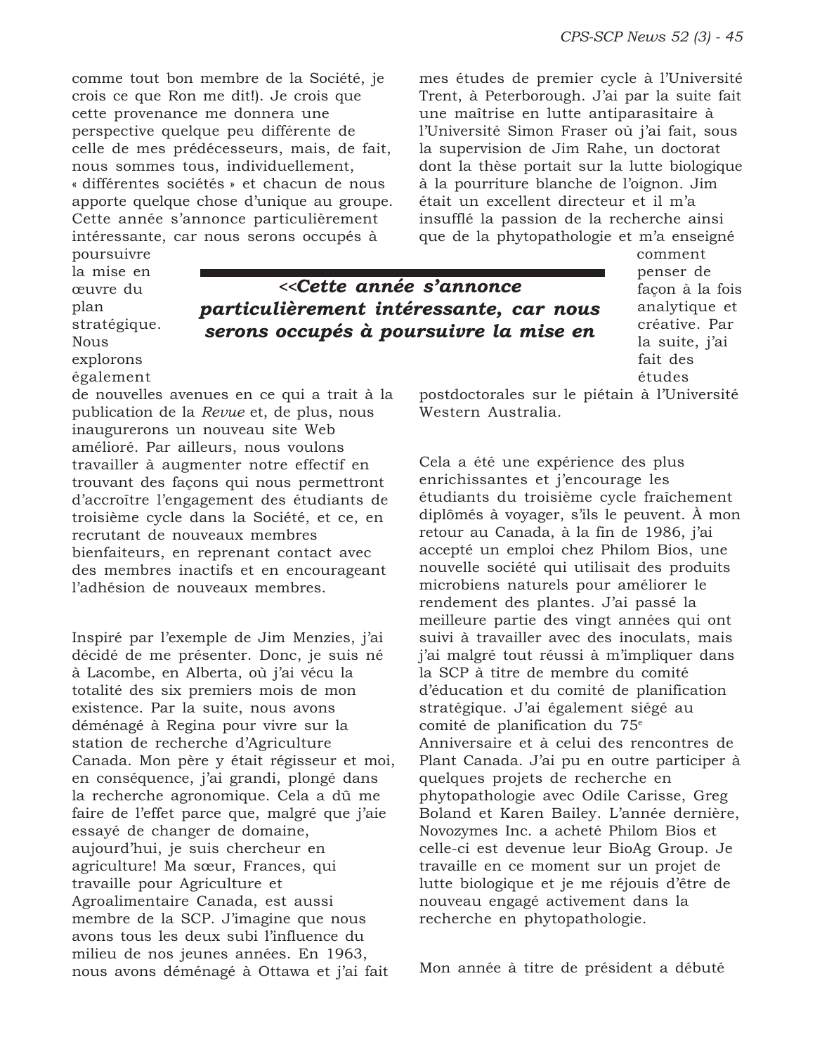comme tout bon membre de la Société, je crois ce que Ron me dit!). Je crois que cette provenance me donnera une perspective quelque peu différente de celle de mes prédécesseurs, mais, de fait, nous sommes tous, individuellement, « différentes sociétés » et chacun de nous apporte quelque chose d'unique au groupe. Cette année s'annonce particulièrement intéressante, car nous serons occupés à poursuivre la mise en œuvre du plan stratégique. Nous explorons également de nouvelles avenues en ce qui a trait à la publication de la *Revue* et, de plus, nous inaugurerons un nouveau site Web amélioré. Par ailleurs, nous voulons travailler à augmenter notre effectif en trouvant des façons qui nous permettront d'accroître l'engagement des étudiants de troisième cycle dans la Société, et ce, en recrutant de nouveaux membres bienfaiteurs, en reprenant contact avec des membres inactifs et en encourageant l'adhésion de nouveaux membres.

> ***<<Cette année s'annonce particulièrement intéressante, car nous serons occupés à poursuivre la mise en***

Inspiré par l'exemple de Jim Menzies, j'ai décidé de me présenter. Donc, je suis né à Lacombe, en Alberta, où j'ai vécu la totalité des six premiers mois de mon existence. Par la suite, nous avons déménagé à Regina pour vivre sur la station de recherche d'Agriculture Canada. Mon père y était régisseur et moi, en conséquence, j'ai grandi, plongé dans la recherche agronomique. Cela a dû me faire de l'effet parce que, malgré que j'aie essayé de changer de domaine, aujourd'hui, je suis chercheur en agriculture! Ma sœur, Frances, qui travaille pour Agriculture et Agroalimentaire Canada, est aussi membre de la SCP. J'imagine que nous avons tous les deux subi l'influence du milieu de nos jeunes années. En 1963, nous avons déménagé à Ottawa et j'ai fait mes études de premier cycle à l'Université Trent, à Peterborough. J'ai par la suite fait une maîtrise en lutte antiparasitaire à l'Université Simon Fraser où j'ai fait, sous la supervision de Jim Rahe, un doctorat dont la thèse portait sur la lutte biologique à la pourriture blanche de l'oignon. Jim était un excellent directeur et il m'a insufflé la passion de la recherche ainsi que de la phytopathologie et m'a enseigné comment penser de façon à la fois analytique et créative. Par la suite, j'ai fait des études postdoctorales sur le piétain à l'Université Western Australia.

Cela a été une expérience des plus enrichissantes et j'encourage les étudiants du troisième cycle fraîchement diplômés à voyager, s'ils le peuvent. À mon retour au Canada, à la fin de 1986, j'ai accepté un emploi chez Philom Bios, une nouvelle société qui utilisait des produits microbiens naturels pour améliorer le rendement des plantes. J'ai passé la meilleure partie des vingt années qui ont suivi à travailler avec des inoculats, mais j'ai malgré tout réussi à m'impliquer dans la SCP à titre de membre du comité d'éducation et du comité de planification stratégique. J'ai également siégé au comité de planification du 75[e] Anniversaire et à celui des rencontres de Plant Canada. J'ai pu en outre participer à quelques projets de recherche en phytopathologie avec Odile Carisse, Greg Boland et Karen Bailey. L'année dernière, Novozymes Inc. a acheté Philom Bios et celle-ci est devenue leur BioAg Group. Je travaille en ce moment sur un projet de lutte biologique et je me réjouis d'être de nouveau engagé activement dans la recherche en phytopathologie.

Mon année à titre de président a débuté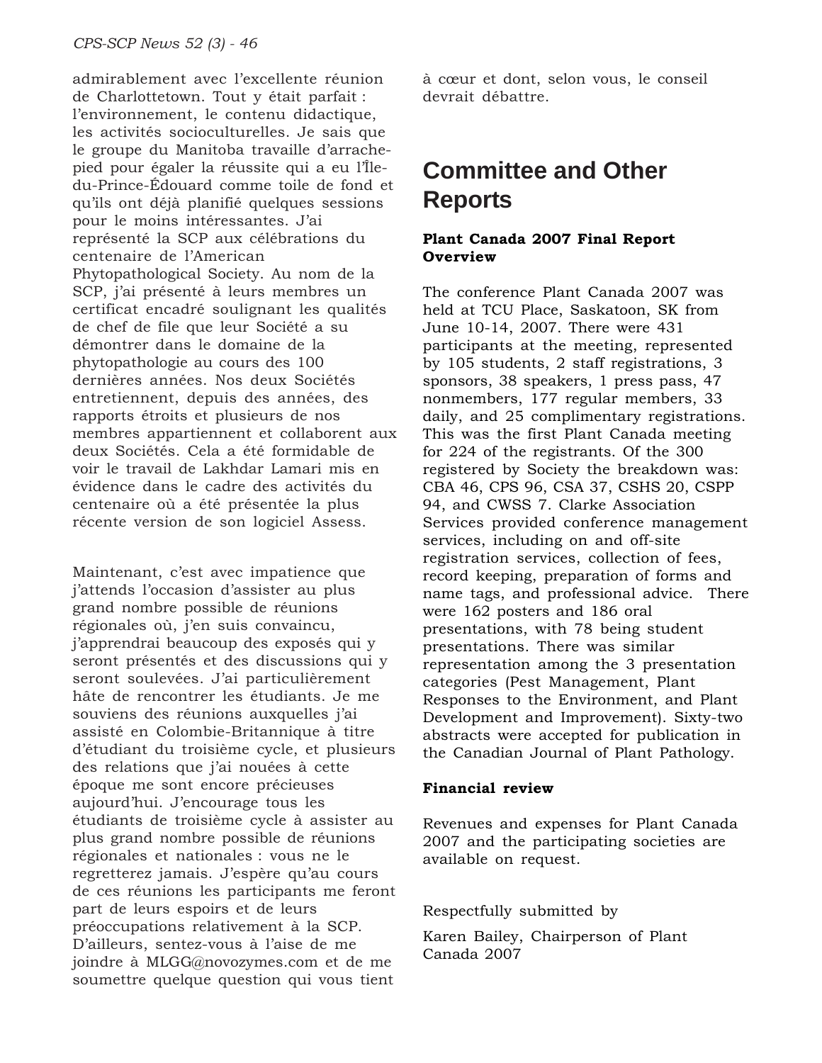admirablement avec l'excellente réunion de Charlottetown. Tout y était parfait : l'environnement, le contenu didactique, les activités socioculturelles. Je sais que le groupe du Manitoba travaille d'arrache-pied pour égaler la réussite qui a eu l'Île-du-Prince-Édouard comme toile de fond et qu'ils ont déjà planifié quelques sessions pour le moins intéressantes. J'ai représenté la SCP aux célébrations du centenaire de l'American Phytopathological Society. Au nom de la SCP, j'ai présenté à leurs membres un certificat encadré soulignant les qualités de chef de file que leur Société a su démontrer dans le domaine de la phytopathologie au cours des 100 dernières années. Nos deux Sociétés entretiennent, depuis des années, des rapports étroits et plusieurs de nos membres appartiennent et collaborent aux deux Sociétés. Cela a été formidable de voir le travail de Lakhdar Lamari mis en évidence dans le cadre des activités du centenaire où a été présentée la plus récente version de son logiciel Assess.

Maintenant, c'est avec impatience que j'attends l'occasion d'assister au plus grand nombre possible de réunions régionales où, j'en suis convaincu, j'apprendrai beaucoup des exposés qui y seront présentés et des discussions qui y seront soulevées. J'ai particulièrement hâte de rencontrer les étudiants. Je me souviens des réunions auxquelles j'ai assisté en Colombie-Britannique à titre d'étudiant du troisième cycle, et plusieurs des relations que j'ai nouées à cette époque me sont encore précieuses aujourd'hui. J'encourage tous les étudiants de troisième cycle à assister au plus grand nombre possible de réunions régionales et nationales : vous ne le regretterez jamais. J'espère qu'au cours de ces réunions les participants me feront part de leurs espoirs et de leurs préoccupations relativement à la SCP. D'ailleurs, sentez-vous à l'aise de me joindre à MLGG@novozymes.com et de me soumettre quelque question qui vous tient à cœur et dont, selon vous, le conseil devrait débattre.

# Committee and Other Reports

**Plant Canada 2007 Final Report Overview**

The conference Plant Canada 2007 was held at TCU Place, Saskatoon, SK from June 10-14, 2007. There were 431 participants at the meeting, represented by 105 students, 2 staff registrations, 3 sponsors, 38 speakers, 1 press pass, 47 nonmembers, 177 regular members, 33 daily, and 25 complimentary registrations. This was the first Plant Canada meeting for 224 of the registrants. Of the 300 registered by Society the breakdown was: CBA 46, CPS 96, CSA 37, CSHS 20, CSPP 94, and CWSS 7. Clarke Association Services provided conference management services, including on and off-site registration services, collection of fees, record keeping, preparation of forms and name tags, and professional advice. There were 162 posters and 186 oral presentations, with 78 being student presentations. There was similar representation among the 3 presentation categories (Pest Management, Plant Responses to the Environment, and Plant Development and Improvement). Sixty-two abstracts were accepted for publication in the Canadian Journal of Plant Pathology.

**Financial review**

Revenues and expenses for Plant Canada 2007 and the participating societies are available on request.

Respectfully submitted by

Karen Bailey, Chairperson of Plant Canada 2007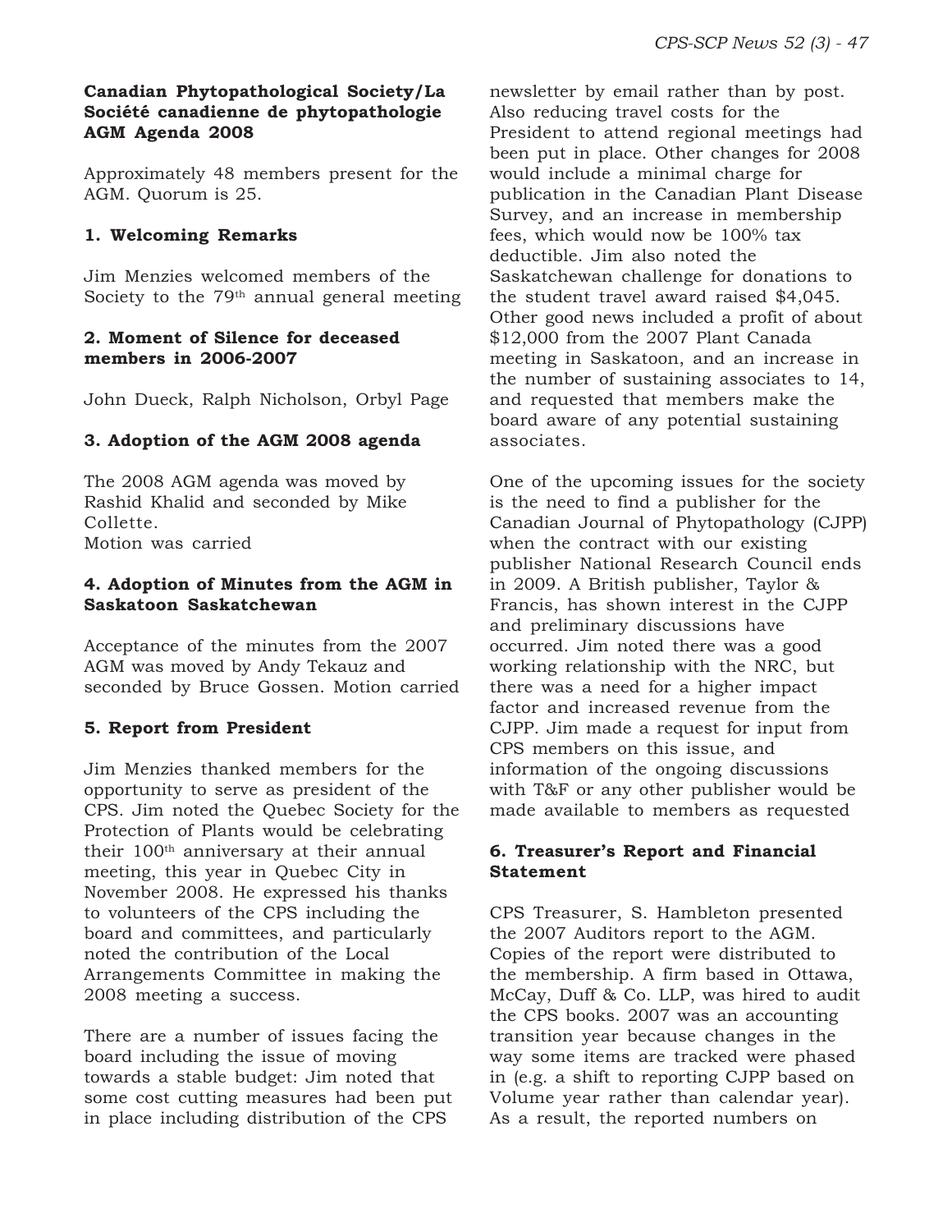**Canadian Phytopathological Society/La Société canadienne de phytopathologie AGM Agenda 2008**

Approximately 48 members present for the AGM. Quorum is 25.

**1. Welcoming Remarks**

Jim Menzies welcomed members of the Society to the 79th annual general meeting

**2. Moment of Silence for deceased members in 2006-2007**

John Dueck, Ralph Nicholson, Orbyl Page

**3. Adoption of the AGM 2008 agenda**

The 2008 AGM agenda was moved by Rashid Khalid and seconded by Mike Collette.
Motion was carried

**4. Adoption of Minutes from the AGM in Saskatoon Saskatchewan**

Acceptance of the minutes from the 2007 AGM was moved by Andy Tekauz and seconded by Bruce Gossen. Motion carried

**5. Report from President**

Jim Menzies thanked members for the opportunity to serve as president of the CPS. Jim noted the Quebec Society for the Protection of Plants would be celebrating their 100th anniversary at their annual meeting, this year in Quebec City in November 2008. He expressed his thanks to volunteers of the CPS including the board and committees, and particularly noted the contribution of the Local Arrangements Committee in making the 2008 meeting a success.

There are a number of issues facing the board including the issue of moving towards a stable budget: Jim noted that some cost cutting measures had been put in place including distribution of the CPS newsletter by email rather than by post. Also reducing travel costs for the President to attend regional meetings had been put in place. Other changes for 2008 would include a minimal charge for publication in the Canadian Plant Disease Survey, and an increase in membership fees, which would now be 100% tax deductible. Jim also noted the Saskatchewan challenge for donations to the student travel award raised $4,045. Other good news included a profit of about $12,000 from the 2007 Plant Canada meeting in Saskatoon, and an increase in the number of sustaining associates to 14, and requested that members make the board aware of any potential sustaining associates.

One of the upcoming issues for the society is the need to find a publisher for the Canadian Journal of Phytopathology (CJPP) when the contract with our existing publisher National Research Council ends in 2009. A British publisher, Taylor & Francis, has shown interest in the CJPP and preliminary discussions have occurred. Jim noted there was a good working relationship with the NRC, but there was a need for a higher impact factor and increased revenue from the CJPP. Jim made a request for input from CPS members on this issue, and information of the ongoing discussions with T&F or any other publisher would be made available to members as requested

**6. Treasurer's Report and Financial Statement**

CPS Treasurer, S. Hambleton presented the 2007 Auditors report to the AGM. Copies of the report were distributed to the membership. A firm based in Ottawa, McCay, Duff & Co. LLP, was hired to audit the CPS books. 2007 was an accounting transition year because changes in the way some items are tracked were phased in (e.g. a shift to reporting CJPP based on Volume year rather than calendar year). As a result, the reported numbers on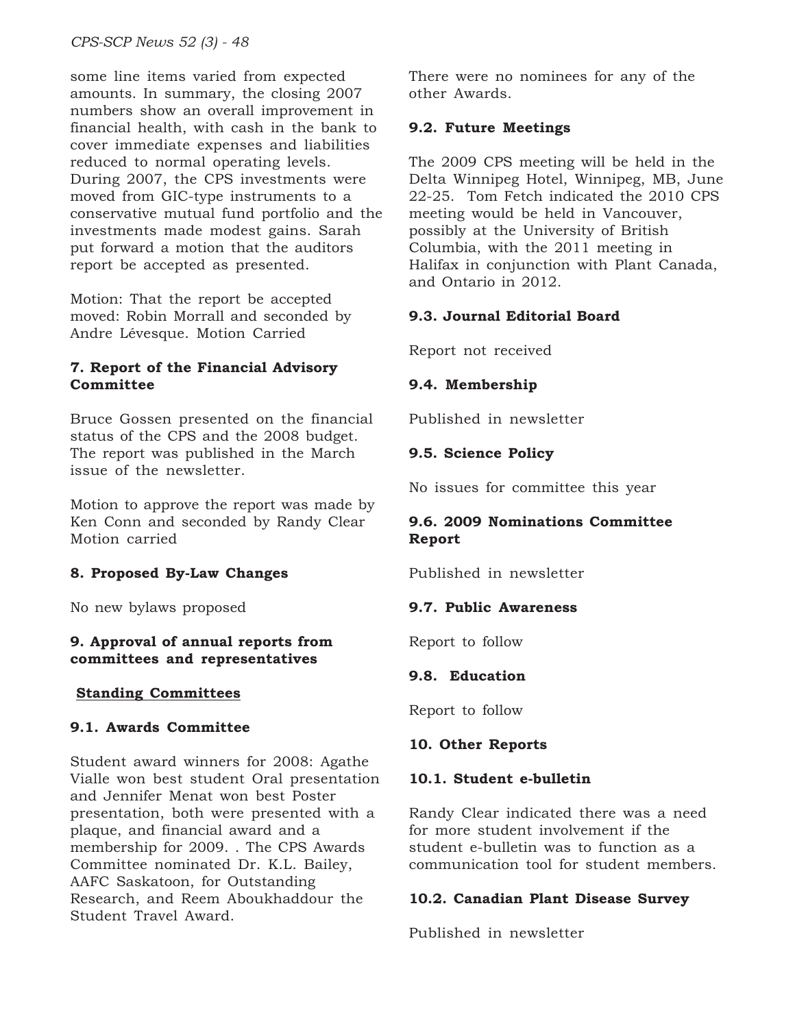some line items varied from expected amounts. In summary, the closing 2007 numbers show an overall improvement in financial health, with cash in the bank to cover immediate expenses and liabilities reduced to normal operating levels. During 2007, the CPS investments were moved from GIC-type instruments to a conservative mutual fund portfolio and the investments made modest gains. Sarah put forward a motion that the auditors report be accepted as presented.

Motion: That the report be accepted moved: Robin Morrall and seconded by Andre Lévesque. Motion Carried

**7. Report of the Financial Advisory Committee**

Bruce Gossen presented on the financial status of the CPS and the 2008 budget. The report was published in the March issue of the newsletter.

Motion to approve the report was made by Ken Conn and seconded by Randy Clear Motion carried

**8. Proposed By-Law Changes**

No new bylaws proposed

**9. Approval of annual reports from committees and representatives**

**Standing Committees**

**9.1. Awards Committee**

Student award winners for 2008: Agathe Vialle won best student Oral presentation and Jennifer Menat won best Poster presentation, both were presented with a plaque, and financial award and a membership for 2009. . The CPS Awards Committee nominated Dr. K.L. Bailey, AAFC Saskatoon, for Outstanding Research, and Reem Aboukhaddour the Student Travel Award.

There were no nominees for any of the other Awards.

**9.2. Future Meetings**

The 2009 CPS meeting will be held in the Delta Winnipeg Hotel, Winnipeg, MB, June 22-25. Tom Fetch indicated the 2010 CPS meeting would be held in Vancouver, possibly at the University of British Columbia, with the 2011 meeting in Halifax in conjunction with Plant Canada, and Ontario in 2012.

**9.3. Journal Editorial Board**

Report not received

**9.4. Membership**

Published in newsletter

**9.5. Science Policy**

No issues for committee this year

**9.6. 2009 Nominations Committee Report**

Published in newsletter

**9.7. Public Awareness**

Report to follow

**9.8. Education**

Report to follow

**10. Other Reports**

**10.1. Student e-bulletin**

Randy Clear indicated there was a need for more student involvement if the student e-bulletin was to function as a communication tool for student members.

**10.2. Canadian Plant Disease Survey**

Published in newsletter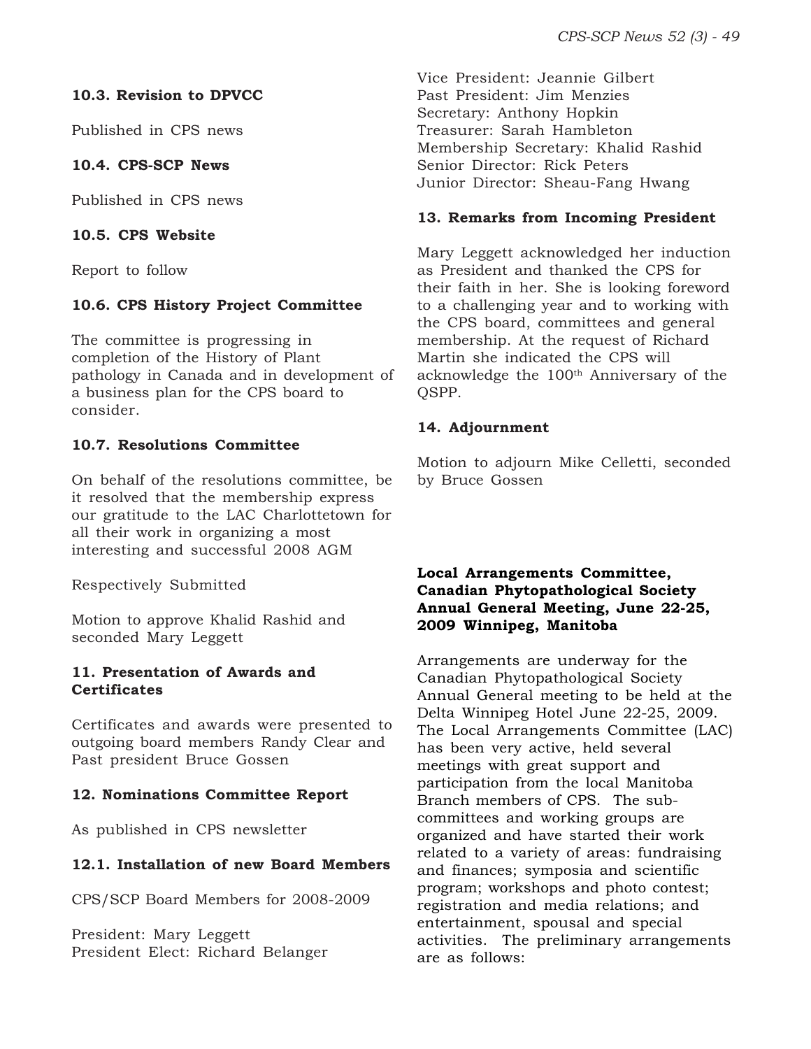### 10.3. Revision to DPVCC

Published in CPS news

### 10.4. CPS-SCP News

Published in CPS news

### 10.5. CPS Website

Report to follow

### 10.6. CPS History Project Committee

The committee is progressing in completion of the History of Plant pathology in Canada and in development of a business plan for the CPS board to consider.

### 10.7. Resolutions Committee

On behalf of the resolutions committee, be it resolved that the membership express our gratitude to the LAC Charlottetown for all their work in organizing a most interesting and successful 2008 AGM

Respectively Submitted

Motion to approve Khalid Rashid and seconded Mary Leggett

### 11. Presentation of Awards and Certificates

Certificates and awards were presented to outgoing board members Randy Clear and Past president Bruce Gossen

### 12. Nominations Committee Report

As published in CPS newsletter

### 12.1. Installation of new Board Members

CPS/SCP Board Members for 2008-2009

President: Mary Leggett
President Elect: Richard Belanger
Vice President: Jeannie Gilbert
Past President: Jim Menzies
Secretary: Anthony Hopkin
Treasurer: Sarah Hambleton
Membership Secretary: Khalid Rashid
Senior Director: Rick Peters
Junior Director: Sheau-Fang Hwang

### 13. Remarks from Incoming President

Mary Leggett acknowledged her induction as President and thanked the CPS for their faith in her. She is looking foreword to a challenging year and to working with the CPS board, committees and general membership. At the request of Richard Martin she indicated the CPS will acknowledge the 100th Anniversary of the QSPP.

### 14. Adjournment

Motion to adjourn Mike Celletti, seconded by Bruce Gossen

## Local Arrangements Committee, Canadian Phytopathological Society Annual General Meeting, June 22-25, 2009 Winnipeg, Manitoba

Arrangements are underway for the Canadian Phytopathological Society Annual General meeting to be held at the Delta Winnipeg Hotel June 22-25, 2009. The Local Arrangements Committee (LAC) has been very active, held several meetings with great support and participation from the local Manitoba Branch members of CPS. The sub-committees and working groups are organized and have started their work related to a variety of areas: fundraising and finances; symposia and scientific program; workshops and photo contest; registration and media relations; and entertainment, spousal and special activities. The preliminary arrangements are as follows: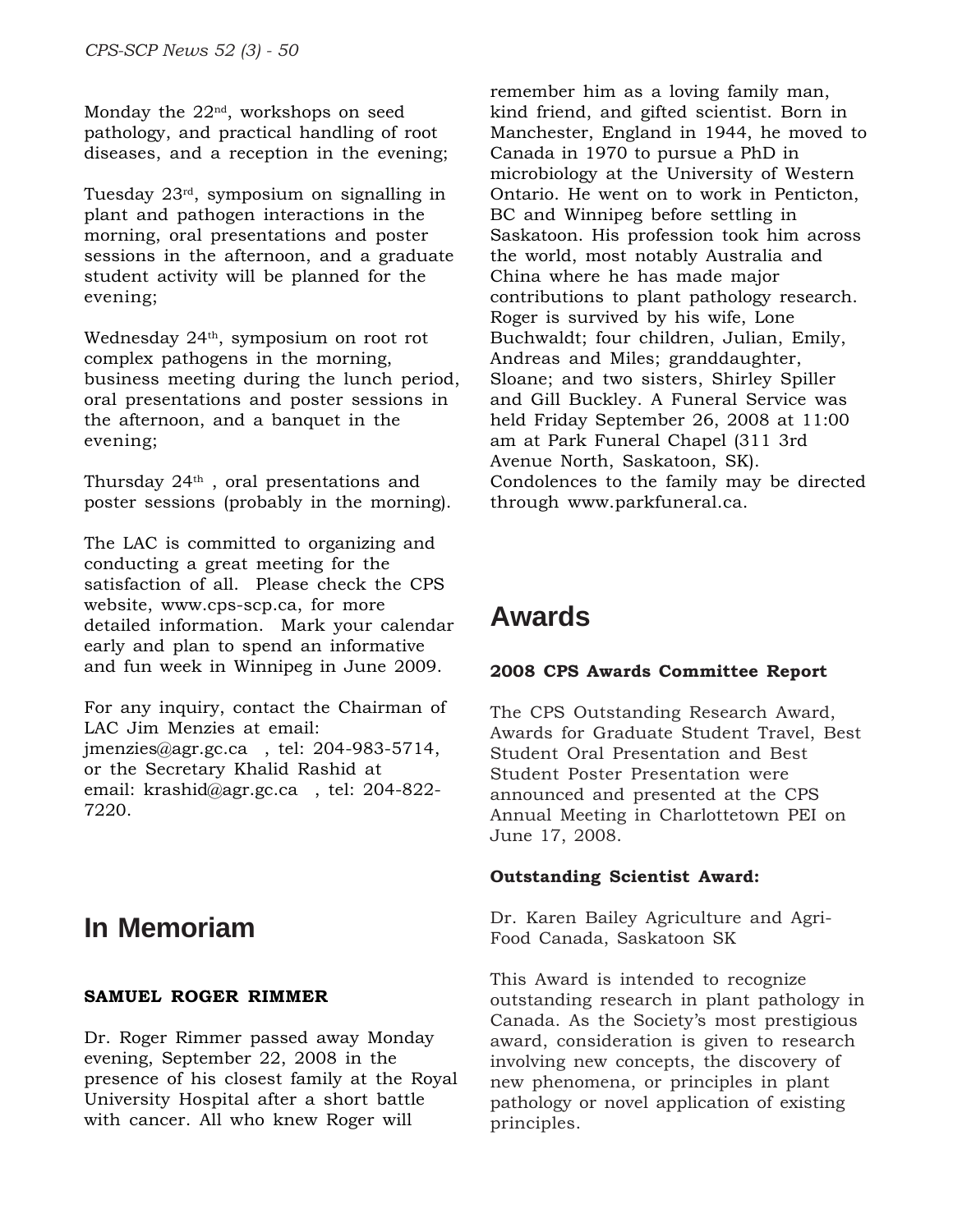Monday the 22nd, workshops on seed pathology, and practical handling of root diseases, and a reception in the evening;

Tuesday 23rd, symposium on signalling in plant and pathogen interactions in the morning, oral presentations and poster sessions in the afternoon, and a graduate student activity will be planned for the evening;

Wednesday 24th, symposium on root rot complex pathogens in the morning, business meeting during the lunch period, oral presentations and poster sessions in the afternoon, and a banquet in the evening;

Thursday 24th , oral presentations and poster sessions (probably in the morning).

The LAC is committed to organizing and conducting a great meeting for the satisfaction of all. Please check the CPS website, www.cps-scp.ca, for more detailed information. Mark your calendar early and plan to spend an informative and fun week in Winnipeg in June 2009.

For any inquiry, contact the Chairman of LAC Jim Menzies at email: jmenzies@agr.gc.ca , tel: 204-983-5714, or the Secretary Khalid Rashid at email: krashid@agr.gc.ca , tel: 204-822-7220.

# In Memoriam

**SAMUEL ROGER RIMMER**

Dr. Roger Rimmer passed away Monday evening, September 22, 2008 in the presence of his closest family at the Royal University Hospital after a short battle with cancer. All who knew Roger will remember him as a loving family man, kind friend, and gifted scientist. Born in Manchester, England in 1944, he moved to Canada in 1970 to pursue a PhD in microbiology at the University of Western Ontario. He went on to work in Penticton, BC and Winnipeg before settling in Saskatoon. His profession took him across the world, most notably Australia and China where he has made major contributions to plant pathology research. Roger is survived by his wife, Lone Buchwaldt; four children, Julian, Emily, Andreas and Miles; granddaughter, Sloane; and two sisters, Shirley Spiller and Gill Buckley. A Funeral Service was held Friday September 26, 2008 at 11:00 am at Park Funeral Chapel (311 3rd Avenue North, Saskatoon, SK). Condolences to the family may be directed through www.parkfuneral.ca.

# Awards

**2008 CPS Awards Committee Report**

The CPS Outstanding Research Award, Awards for Graduate Student Travel, Best Student Oral Presentation and Best Student Poster Presentation were announced and presented at the CPS Annual Meeting in Charlottetown PEI on June 17, 2008.

**Outstanding Scientist Award:**

Dr. Karen Bailey Agriculture and Agri-Food Canada, Saskatoon SK

This Award is intended to recognize outstanding research in plant pathology in Canada. As the Society's most prestigious award, consideration is given to research involving new concepts, the discovery of new phenomena, or principles in plant pathology or novel application of existing principles.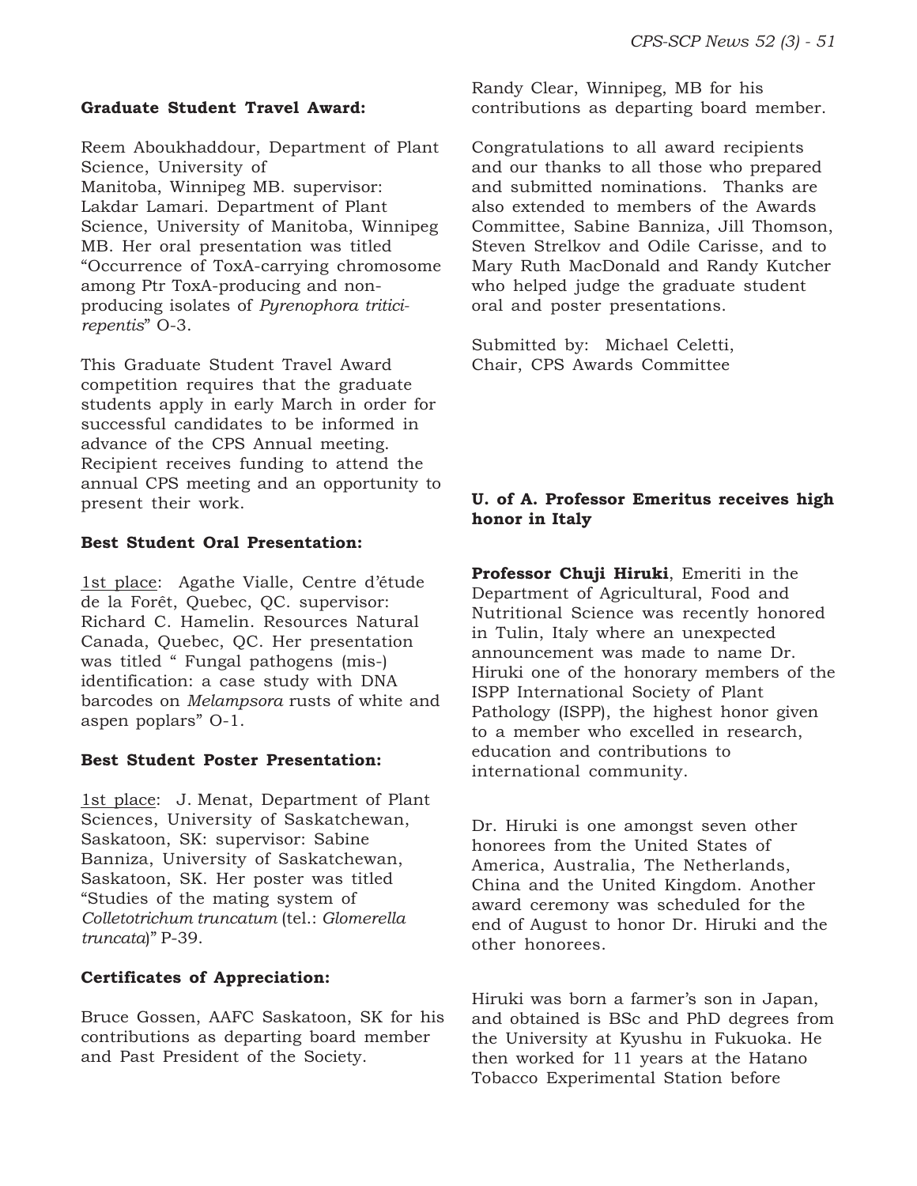**Graduate Student Travel Award:**

Reem Aboukhaddour, Department of Plant Science, University of Manitoba, Winnipeg MB. supervisor: Lakdar Lamari. Department of Plant Science, University of Manitoba, Winnipeg MB. Her oral presentation was titled "Occurrence of ToxA-carrying chromosome among Ptr ToxA-producing and non-producing isolates of *Pyrenophora tritici-repentis*" O-3.

This Graduate Student Travel Award competition requires that the graduate students apply in early March in order for successful candidates to be informed in advance of the CPS Annual meeting. Recipient receives funding to attend the annual CPS meeting and an opportunity to present their work.

**Best Student Oral Presentation:**

1st place: Agathe Vialle, Centre d'étude de la Forêt, Quebec, QC. supervisor: Richard C. Hamelin. Resources Natural Canada, Quebec, QC. Her presentation was titled " Fungal pathogens (mis-) identification: a case study with DNA barcodes on *Melampsora* rusts of white and aspen poplars" O-1.

**Best Student Poster Presentation:**

1st place: J. Menat, Department of Plant Sciences, University of Saskatchewan, Saskatoon, SK: supervisor: Sabine Banniza, University of Saskatchewan, Saskatoon, SK. Her poster was titled "Studies of the mating system of *Colletotrichum truncatum* (tel.: *Glomerella truncata*)" P-39.

**Certificates of Appreciation:**

Bruce Gossen, AAFC Saskatoon, SK for his contributions as departing board member and Past President of the Society.

Randy Clear, Winnipeg, MB for his contributions as departing board member.

Congratulations to all award recipients and our thanks to all those who prepared and submitted nominations. Thanks are also extended to members of the Awards Committee, Sabine Banniza, Jill Thomson, Steven Strelkov and Odile Carisse, and to Mary Ruth MacDonald and Randy Kutcher who helped judge the graduate student oral and poster presentations.

Submitted by: Michael Celetti,
Chair, CPS Awards Committee

**U. of A. Professor Emeritus receives high honor in Italy**

**Professor Chuji Hiruki**, Emeriti in the Department of Agricultural, Food and Nutritional Science was recently honored in Tulin, Italy where an unexpected announcement was made to name Dr. Hiruki one of the honorary members of the ISPP International Society of Plant Pathology (ISPP), the highest honor given to a member who excelled in research, education and contributions to international community.

Dr. Hiruki is one amongst seven other honorees from the United States of America, Australia, The Netherlands, China and the United Kingdom. Another award ceremony was scheduled for the end of August to honor Dr. Hiruki and the other honorees.

Hiruki was born a farmer's son in Japan, and obtained is BSc and PhD degrees from the University at Kyushu in Fukuoka. He then worked for 11 years at the Hatano Tobacco Experimental Station before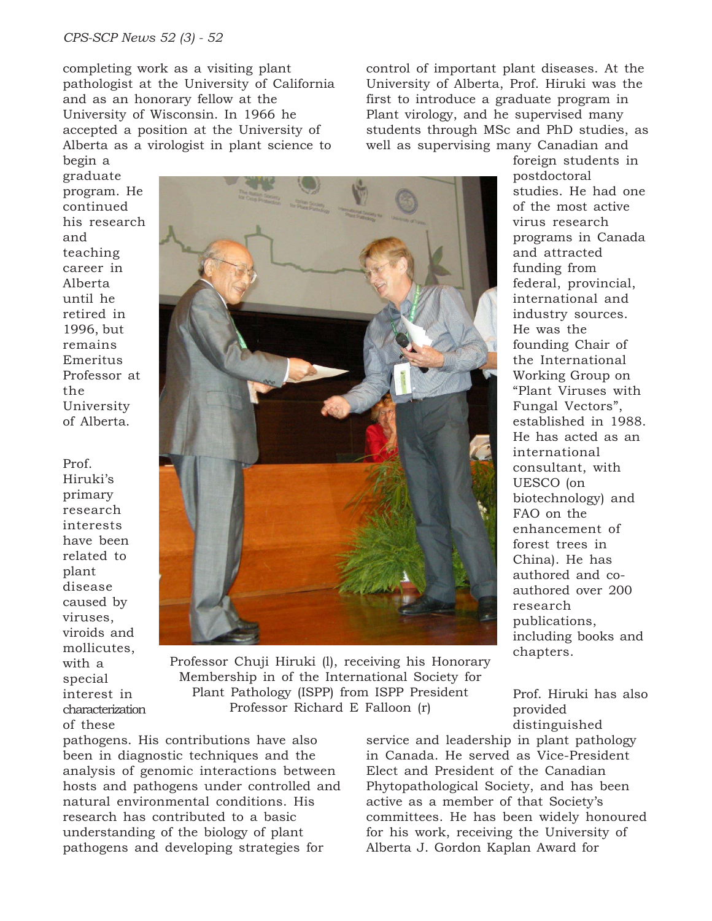completing work as a visiting plant pathologist at the University of California and as an honorary fellow at the University of Wisconsin. In 1966 he accepted a position at the University of Alberta as a virologist in plant science to begin a graduate program. He continued his research and teaching career in Alberta until he retired in 1996, but remains Emeritus Professor at the University of Alberta.

Prof. Hiruki's primary research interests have been related to plant disease caused by viruses, viroids and mollicutes, with a special interest in characterization of these pathogens. His contributions have also been in diagnostic techniques and the analysis of genomic interactions between hosts and pathogens under controlled and natural environmental conditions. His research has contributed to a basic understanding of the biology of plant pathogens and developing strategies for control of important plant diseases. At the University of Alberta, Prof. Hiruki was the first to introduce a graduate program in Plant virology, and he supervised many students through MSc and PhD studies, as well as supervising many Canadian and foreign students in postdoctoral studies. He had one of the most active virus research programs in Canada and attracted funding from federal, provincial, international and industry sources. He was the founding Chair of the International Working Group on "Plant Viruses with Fungal Vectors", established in 1988. He has acted as an international consultant, with UESCO (on biotechnology) and FAO on the enhancement of forest trees in China). He has authored and co-authored over 200 research publications, including books and chapters.

Professor Chuji Hiruki (l), receiving his Honorary Membership in of the International Society for Plant Pathology (ISPP) from ISPP President Professor Richard E Falloon (r)

Prof. Hiruki has also provided distinguished service and leadership in plant pathology in Canada. He served as Vice-President Elect and President of the Canadian Phytopathological Society, and has been active as a member of that Society's committees. He has been widely honoured for his work, receiving the University of Alberta J. Gordon Kaplan Award for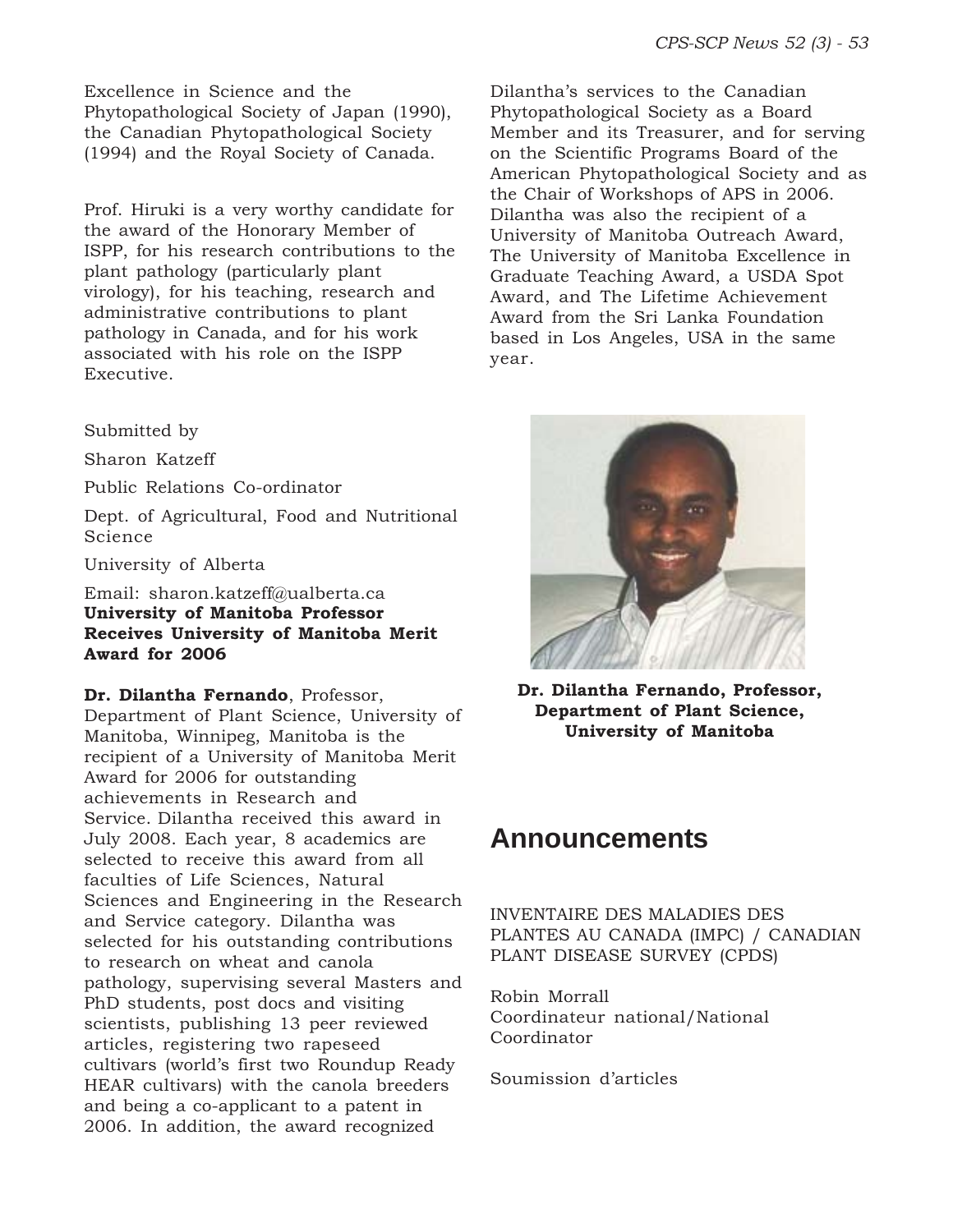Excellence in Science and the Phytopathological Society of Japan (1990), the Canadian Phytopathological Society (1994) and the Royal Society of Canada.

Prof. Hiruki is a very worthy candidate for the award of the Honorary Member of ISPP, for his research contributions to the plant pathology (particularly plant virology), for his teaching, research and administrative contributions to plant pathology in Canada, and for his work associated with his role on the ISPP Executive.

Submitted by

Sharon Katzeff

Public Relations Co-ordinator

Dept. of Agricultural, Food and Nutritional Science

University of Alberta

Email: sharon.katzeff@ualberta.ca

**University of Manitoba Professor Receives University of Manitoba Merit Award for 2006**

**Dr. Dilantha Fernando**, Professor, Department of Plant Science, University of Manitoba, Winnipeg, Manitoba is the recipient of a University of Manitoba Merit Award for 2006 for outstanding achievements in Research and Service. Dilantha received this award in July 2008. Each year, 8 academics are selected to receive this award from all faculties of Life Sciences, Natural Sciences and Engineering in the Research and Service category. Dilantha was selected for his outstanding contributions to research on wheat and canola pathology, supervising several Masters and PhD students, post docs and visiting scientists, publishing 13 peer reviewed articles, registering two rapeseed cultivars (world's first two Roundup Ready HEAR cultivars) with the canola breeders and being a co-applicant to a patent in 2006. In addition, the award recognized Dilantha's services to the Canadian Phytopathological Society as a Board Member and its Treasurer, and for serving on the Scientific Programs Board of the American Phytopathological Society and as the Chair of Workshops of APS in 2006. Dilantha was also the recipient of a University of Manitoba Outreach Award, The University of Manitoba Excellence in Graduate Teaching Award, a USDA Spot Award, and The Lifetime Achievement Award from the Sri Lanka Foundation based in Los Angeles, USA in the same year.

**Dr. Dilantha Fernando, Professor, Department of Plant Science, University of Manitoba**

## Announcements

INVENTAIRE DES MALADIES DES PLANTES AU CANADA (IMPC) / CANADIAN PLANT DISEASE SURVEY (CPDS)

Robin Morrall
Coordinateur national/National Coordinator

Soumission d'articles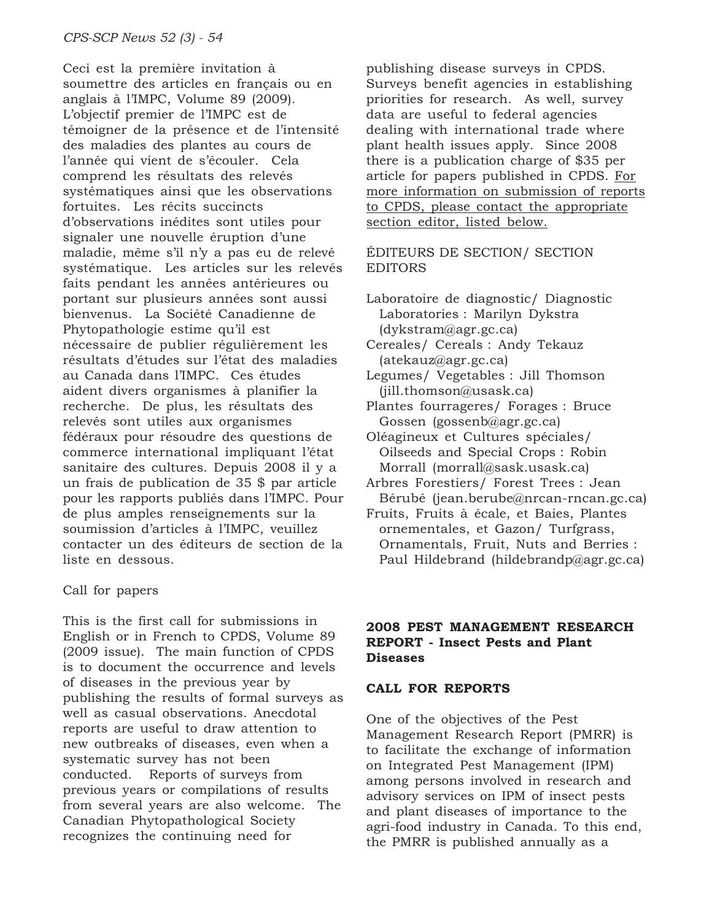Ceci est la première invitation à soumettre des articles en français ou en anglais à l'IMPC, Volume 89 (2009). L'objectif premier de l'IMPC est de témoigner de la présence et de l'intensité des maladies des plantes au cours de l'année qui vient de s'écouler. Cela comprend les résultats des relevés systématiques ainsi que les observations fortuites. Les récits succincts d'observations inédites sont utiles pour signaler une nouvelle éruption d'une maladie, même s'il n'y a pas eu de relevé systématique. Les articles sur les relevés faits pendant les années antérieures ou portant sur plusieurs années sont aussi bienvenus. La Société Canadienne de Phytopathologie estime qu'il est nécessaire de publier régulièrement les résultats d'études sur l'état des maladies au Canada dans l'IMPC. Ces études aident divers organismes à planifier la recherche. De plus, les résultats des relevés sont utiles aux organismes fédéraux pour résoudre des questions de commerce international impliquant l'état sanitaire des cultures. Depuis 2008 il y a un frais de publication de 35 $ par article pour les rapports publiés dans l'IMPC. Pour de plus amples renseignements sur la soumission d'articles à l'IMPC, veuillez contacter un des éditeurs de section de la liste en dessous.

Call for papers

This is the first call for submissions in English or in French to CPDS, Volume 89 (2009 issue). The main function of CPDS is to document the occurrence and levels of diseases in the previous year by publishing the results of formal surveys as well as casual observations. Anecdotal reports are useful to draw attention to new outbreaks of diseases, even when a systematic survey has not been conducted. Reports of surveys from previous years or compilations of results from several years are also welcome. The Canadian Phytopathological Society recognizes the continuing need for publishing disease surveys in CPDS. Surveys benefit agencies in establishing priorities for research. As well, survey data are useful to federal agencies dealing with international trade where plant health issues apply. Since 2008 there is a publication charge of $35 per article for papers published in CPDS. For more information on submission of reports to CPDS, please contact the appropriate section editor, listed below.

ÉDITEURS DE SECTION/ SECTION EDITORS

Laboratoire de diagnostic/ Diagnostic Laboratories : Marilyn Dykstra (dykstram@agr.gc.ca)
Cereales/ Cereals : Andy Tekauz (atekauz@agr.gc.ca)
Legumes/ Vegetables : Jill Thomson (jill.thomson@usask.ca)
Plantes fourrageres/ Forages : Bruce Gossen (gossenb@agr.gc.ca)
Oléagineux et Cultures spéciales/ Oilseeds and Special Crops : Robin Morrall (morrall@sask.usask.ca)
Arbres Forestiers/ Forest Trees : Jean Bérubé (jean.berube@nrcan-rncan.gc.ca)
Fruits, Fruits à écale, et Baies, Plantes ornementales, et Gazon/ Turfgrass, Ornamentals, Fruit, Nuts and Berries : Paul Hildebrand (hildebrandp@agr.gc.ca)

## 2008 PEST MANAGEMENT RESEARCH REPORT - Insect Pests and Plant Diseases

### CALL FOR REPORTS

One of the objectives of the Pest Management Research Report (PMRR) is to facilitate the exchange of information on Integrated Pest Management (IPM) among persons involved in research and advisory services on IPM of insect pests and plant diseases of importance to the agri-food industry in Canada. To this end, the PMRR is published annually as a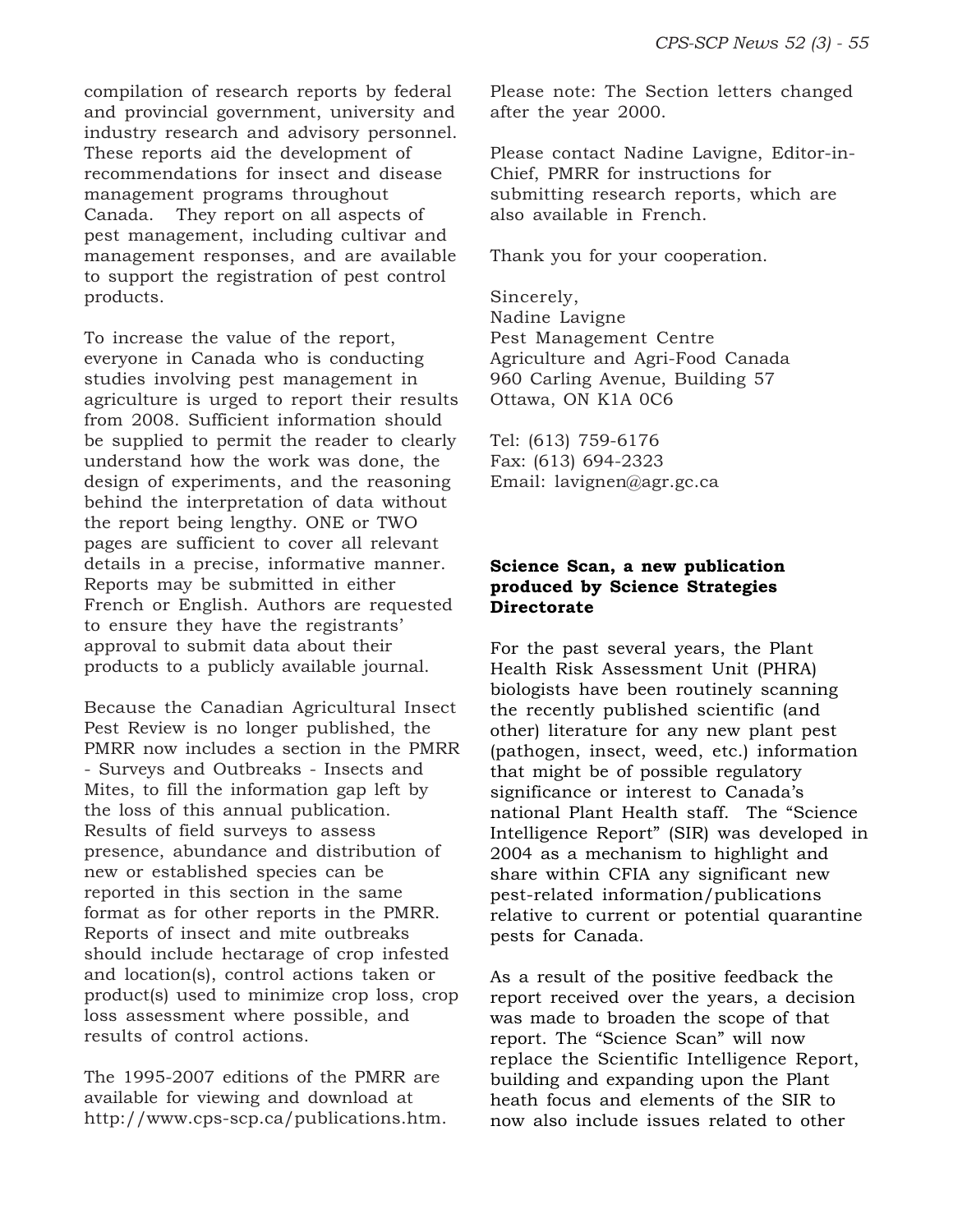compilation of research reports by federal and provincial government, university and industry research and advisory personnel. These reports aid the development of recommendations for insect and disease management programs throughout Canada. They report on all aspects of pest management, including cultivar and management responses, and are available to support the registration of pest control products.

To increase the value of the report, everyone in Canada who is conducting studies involving pest management in agriculture is urged to report their results from 2008. Sufficient information should be supplied to permit the reader to clearly understand how the work was done, the design of experiments, and the reasoning behind the interpretation of data without the report being lengthy. ONE or TWO pages are sufficient to cover all relevant details in a precise, informative manner. Reports may be submitted in either French or English. Authors are requested to ensure they have the registrants' approval to submit data about their products to a publicly available journal.

Because the Canadian Agricultural Insect Pest Review is no longer published, the PMRR now includes a section in the PMRR - Surveys and Outbreaks - Insects and Mites, to fill the information gap left by the loss of this annual publication. Results of field surveys to assess presence, abundance and distribution of new or established species can be reported in this section in the same format as for other reports in the PMRR. Reports of insect and mite outbreaks should include hectarage of crop infested and location(s), control actions taken or product(s) used to minimize crop loss, crop loss assessment where possible, and results of control actions.

The 1995-2007 editions of the PMRR are available for viewing and download at http://www.cps-scp.ca/publications.htm.

Please note: The Section letters changed after the year 2000.

Please contact Nadine Lavigne, Editor-in-Chief, PMRR for instructions for submitting research reports, which are also available in French.

Thank you for your cooperation.

Sincerely,
Nadine Lavigne
Pest Management Centre
Agriculture and Agri-Food Canada
960 Carling Avenue, Building 57
Ottawa, ON K1A 0C6

Tel: (613) 759-6176
Fax: (613) 694-2323
Email: lavignen@agr.gc.ca

**Science Scan, a new publication produced by Science Strategies Directorate**

For the past several years, the Plant Health Risk Assessment Unit (PHRA) biologists have been routinely scanning the recently published scientific (and other) literature for any new plant pest (pathogen, insect, weed, etc.) information that might be of possible regulatory significance or interest to Canada's national Plant Health staff. The "Science Intelligence Report" (SIR) was developed in 2004 as a mechanism to highlight and share within CFIA any significant new pest-related information/publications relative to current or potential quarantine pests for Canada.

As a result of the positive feedback the report received over the years, a decision was made to broaden the scope of that report. The "Science Scan" will now replace the Scientific Intelligence Report, building and expanding upon the Plant heath focus and elements of the SIR to now also include issues related to other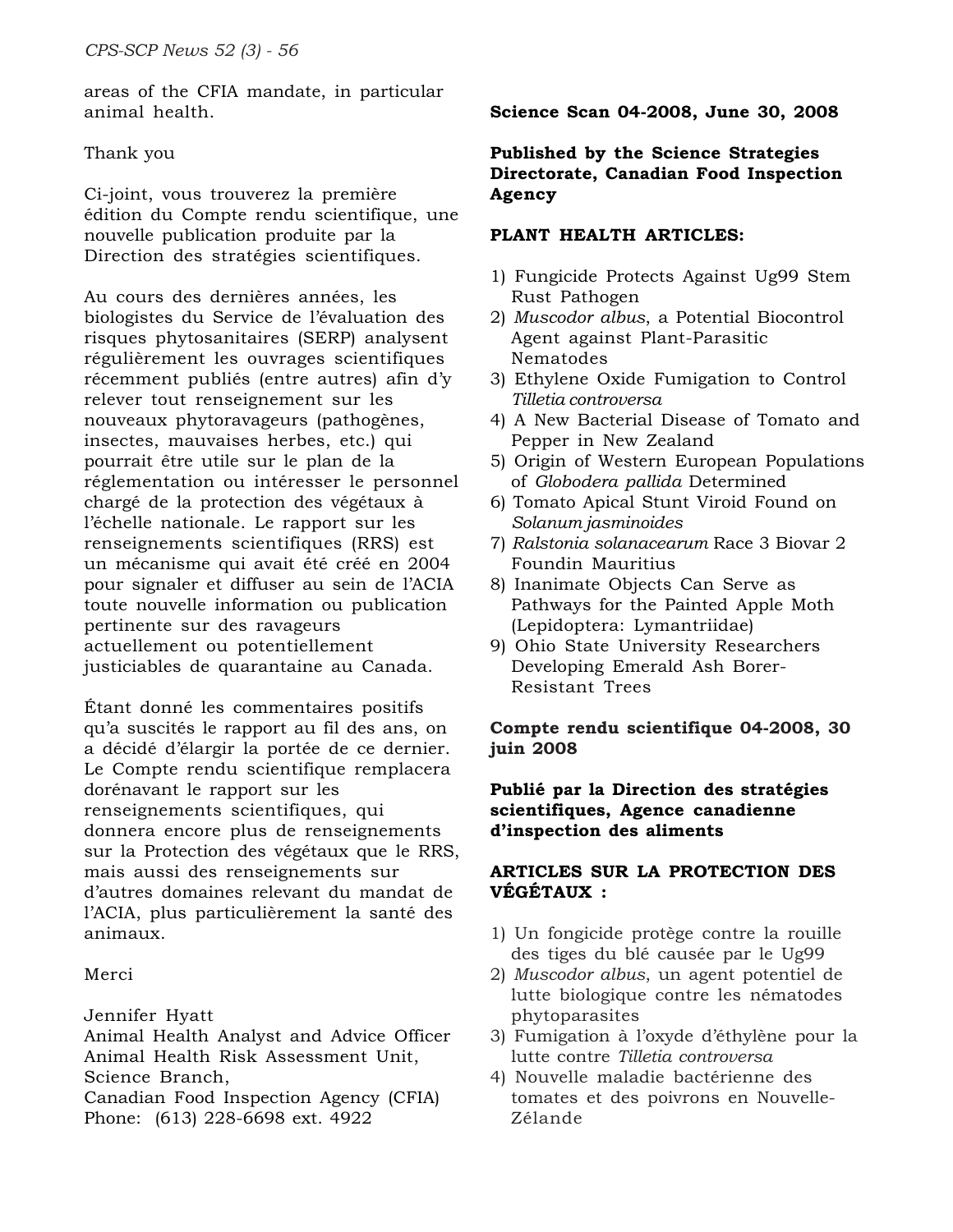areas of the CFIA mandate, in particular animal health.

Thank you

Ci-joint, vous trouverez la première édition du Compte rendu scientifique, une nouvelle publication produite par la Direction des stratégies scientifiques.

Au cours des dernières années, les biologistes du Service de l'évaluation des risques phytosanitaires (SERP) analysent régulièrement les ouvrages scientifiques récemment publiés (entre autres) afin d'y relever tout renseignement sur les nouveaux phytoravageurs (pathogènes, insectes, mauvaises herbes, etc.) qui pourrait être utile sur le plan de la réglementation ou intéresser le personnel chargé de la protection des végétaux à l'échelle nationale. Le rapport sur les renseignements scientifiques (RRS) est un mécanisme qui avait été créé en 2004 pour signaler et diffuser au sein de l'ACIA toute nouvelle information ou publication pertinente sur des ravageurs actuellement ou potentiellement justiciables de quarantaine au Canada.

Étant donné les commentaires positifs qu'a suscités le rapport au fil des ans, on a décidé d'élargir la portée de ce dernier. Le Compte rendu scientifique remplacera dorénavant le rapport sur les renseignements scientifiques, qui donnera encore plus de renseignements sur la Protection des végétaux que le RRS, mais aussi des renseignements sur d'autres domaines relevant du mandat de l'ACIA, plus particulièrement la santé des animaux.

Merci

Jennifer Hyatt
Animal Health Analyst and Advice Officer
Animal Health Risk Assessment Unit,
Science Branch,
Canadian Food Inspection Agency (CFIA)
Phone: (613) 228-6698 ext. 4922

**Science Scan 04-2008, June 30, 2008**

**Published by the Science Strategies Directorate, Canadian Food Inspection Agency**

**PLANT HEALTH ARTICLES:**

1) Fungicide Protects Against Ug99 Stem Rust Pathogen
2) *Muscodor albus*, a Potential Biocontrol Agent against Plant-Parasitic Nematodes
3) Ethylene Oxide Fumigation to Control *Tilletia controversa*
4) A New Bacterial Disease of Tomato and Pepper in New Zealand
5) Origin of Western European Populations of *Globodera pallida* Determined
6) Tomato Apical Stunt Viroid Found on *Solanum jasminoides*
7) *Ralstonia solanacearum* Race 3 Biovar 2 Foundin Mauritius
8) Inanimate Objects Can Serve as Pathways for the Painted Apple Moth (Lepidoptera: Lymantriidae)
9) Ohio State University Researchers Developing Emerald Ash Borer-Resistant Trees

**Compte rendu scientifique 04-2008, 30 juin 2008**

**Publié par la Direction des stratégies scientifiques, Agence canadienne d'inspection des aliments**

**ARTICLES SUR LA PROTECTION DES VÉGÉTAUX :**

1) Un fongicide protège contre la rouille des tiges du blé causée par le Ug99
2) *Muscodor albus*, un agent potentiel de lutte biologique contre les nématodes phytoparasites
3) Fumigation à l'oxyde d'éthylène pour la lutte contre *Tilletia controversa*
4) Nouvelle maladie bactérienne des tomates et des poivrons en Nouvelle-Zélande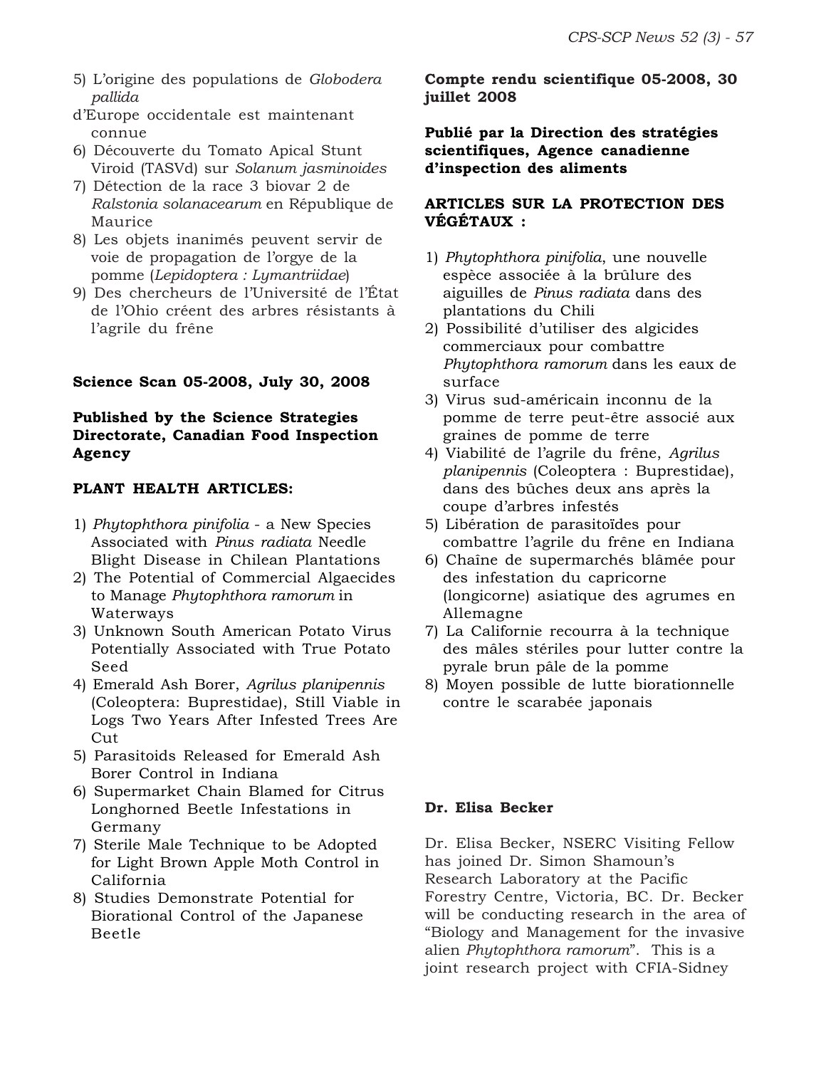5) L'origine des populations de *Globodera pallida* d'Europe occidentale est maintenant connue
6) Découverte du Tomato Apical Stunt Viroid (TASVd) sur *Solanum jasminoides*
7) Détection de la race 3 biovar 2 de *Ralstonia solanacearum* en République de Maurice
8) Les objets inanimés peuvent servir de voie de propagation de l'orgye de la pomme (*Lepidoptera : Lymantriidae*)
9) Des chercheurs de l'Université de l'État de l'Ohio créent des arbres résistants à l'agrile du frêne

**Science Scan 05-2008, July 30, 2008**

**Published by the Science Strategies Directorate, Canadian Food Inspection Agency**

**PLANT HEALTH ARTICLES:**

1) *Phytophthora pinifolia* - a New Species Associated with *Pinus radiata* Needle Blight Disease in Chilean Plantations
2) The Potential of Commercial Algaecides to Manage *Phytophthora ramorum* in Waterways
3) Unknown South American Potato Virus Potentially Associated with True Potato Seed
4) Emerald Ash Borer, *Agrilus planipennis* (Coleoptera: Buprestidae), Still Viable in Logs Two Years After Infested Trees Are Cut
5) Parasitoids Released for Emerald Ash Borer Control in Indiana
6) Supermarket Chain Blamed for Citrus Longhorned Beetle Infestations in Germany
7) Sterile Male Technique to be Adopted for Light Brown Apple Moth Control in California
8) Studies Demonstrate Potential for Biorational Control of the Japanese Beetle

**Compte rendu scientifique 05-2008, 30 juillet 2008**

**Publié par la Direction des stratégies scientifiques, Agence canadienne d'inspection des aliments**

**ARTICLES SUR LA PROTECTION DES VÉGÉTAUX :**

1) *Phytophthora pinifolia*, une nouvelle espèce associée à la brûlure des aiguilles de *Pinus radiata* dans des plantations du Chili
2) Possibilité d'utiliser des algicides commerciaux pour combattre *Phytophthora ramorum* dans les eaux de surface
3) Virus sud-américain inconnu de la pomme de terre peut-être associé aux graines de pomme de terre
4) Viabilité de l'agrile du frêne, *Agrilus planipennis* (Coleoptera : Buprestidae), dans des bûches deux ans après la coupe d'arbres infestés
5) Libération de parasitoïdes pour combattre l'agrile du frêne en Indiana
6) Chaîne de supermarchés blâmée pour des infestation du capricorne (longicorne) asiatique des agrumes en Allemagne
7) La Californie recourra à la technique des mâles stériles pour lutter contre la pyrale brun pâle de la pomme
8) Moyen possible de lutte biorationnelle contre le scarabée japonais

**Dr. Elisa Becker**

Dr. Elisa Becker, NSERC Visiting Fellow has joined Dr. Simon Shamoun's Research Laboratory at the Pacific Forestry Centre, Victoria, BC. Dr. Becker will be conducting research in the area of "Biology and Management for the invasive alien *Phytophthora ramorum*". This is a joint research project with CFIA-Sidney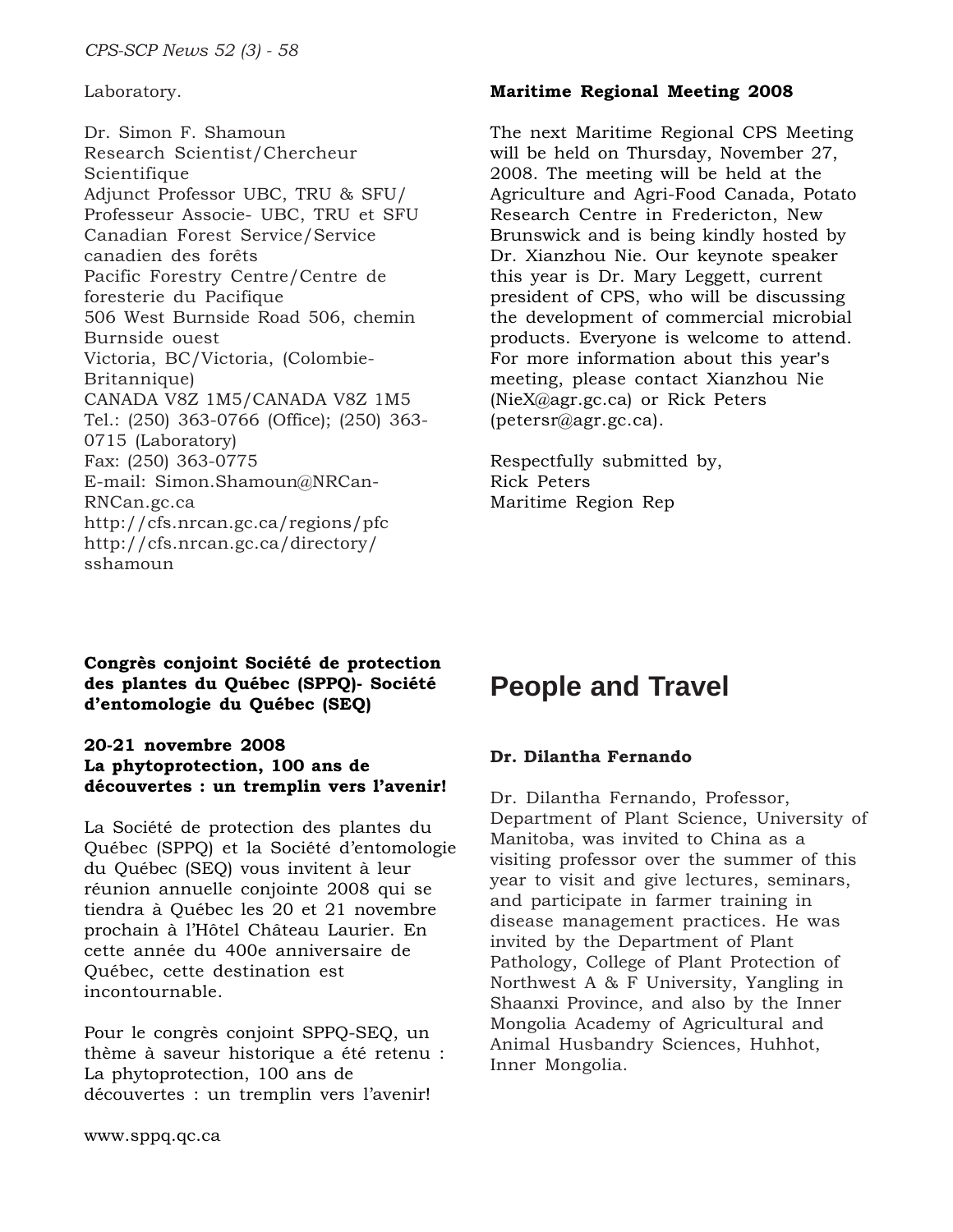Laboratory.

Dr. Simon F. Shamoun
Research Scientist/Chercheur Scientifique
Adjunct Professor UBC, TRU & SFU/ Professeur Associe- UBC, TRU et SFU
Canadian Forest Service/Service canadien des forêts
Pacific Forestry Centre/Centre de foresterie du Pacifique
506 West Burnside Road 506, chemin Burnside ouest
Victoria, BC/Victoria, (Colombie-Britannique)
CANADA V8Z 1M5/CANADA V8Z 1M5
Tel.: (250) 363-0766 (Office); (250) 363-0715 (Laboratory)
Fax: (250) 363-0775
E-mail: Simon.Shamoun@NRCan-RNCan.gc.ca
http://cfs.nrcan.gc.ca/regions/pfc
http://cfs.nrcan.gc.ca/directory/sshamoun

**Maritime Regional Meeting 2008**

The next Maritime Regional CPS Meeting will be held on Thursday, November 27, 2008. The meeting will be held at the Agriculture and Agri-Food Canada, Potato Research Centre in Fredericton, New Brunswick and is being kindly hosted by Dr. Xianzhou Nie. Our keynote speaker this year is Dr. Mary Leggett, current president of CPS, who will be discussing the development of commercial microbial products. Everyone is welcome to attend. For more information about this year's meeting, please contact Xianzhou Nie (NieX@agr.gc.ca) or Rick Peters (petersr@agr.gc.ca).

Respectfully submitted by,
Rick Peters
Maritime Region Rep

**Congrès conjoint Société de protection des plantes du Québec (SPPQ)- Société d'entomologie du Québec (SEQ)**

**20-21 novembre 2008**
**La phytoprotection, 100 ans de découvertes : un tremplin vers l'avenir!**

La Société de protection des plantes du Québec (SPPQ) et la Société d'entomologie du Québec (SEQ) vous invitent à leur réunion annuelle conjointe 2008 qui se tiendra à Québec les 20 et 21 novembre prochain à l'Hôtel Château Laurier. En cette année du 400e anniversaire de Québec, cette destination est incontournable.

Pour le congrès conjoint SPPQ-SEQ, un thème à saveur historique a été retenu : La phytoprotection, 100 ans de découvertes : un tremplin vers l'avenir!

www.sppq.qc.ca

# People and Travel

**Dr. Dilantha Fernando**

Dr. Dilantha Fernando, Professor, Department of Plant Science, University of Manitoba, was invited to China as a visiting professor over the summer of this year to visit and give lectures, seminars, and participate in farmer training in disease management practices. He was invited by the Department of Plant Pathology, College of Plant Protection of Northwest A & F University, Yangling in Shaanxi Province, and also by the Inner Mongolia Academy of Agricultural and Animal Husbandry Sciences, Huhhot, Inner Mongolia.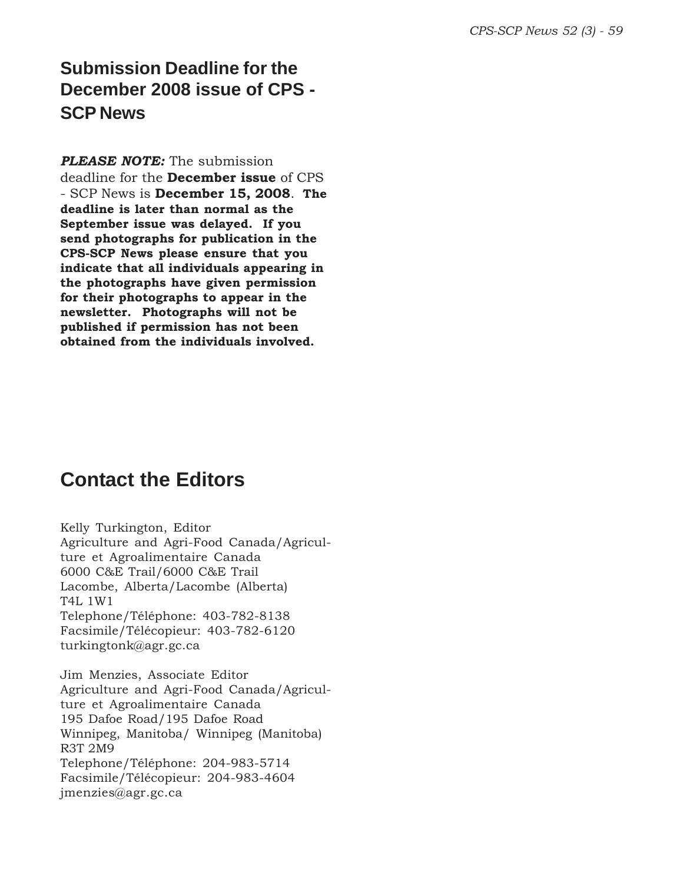## Submission Deadline for the December 2008 issue of CPS - SCP News

***PLEASE NOTE:*** The submission deadline for the **December issue** of CPS - SCP News is **December 15, 2008**. **The deadline is later than normal as the September issue was delayed. If you send photographs for publication in the CPS-SCP News please ensure that you indicate that all individuals appearing in the photographs have given permission for their photographs to appear in the newsletter. Photographs will not be published if permission has not been obtained from the individuals involved.**

## Contact the Editors

Kelly Turkington, Editor
Agriculture and Agri-Food Canada/Agriculture et Agroalimentaire Canada
6000 C&E Trail/6000 C&E Trail
Lacombe, Alberta/Lacombe (Alberta)
T4L 1W1
Telephone/Téléphone: 403-782-8138
Facsimile/Télécopieur: 403-782-6120
turkingtonk@agr.gc.ca

Jim Menzies, Associate Editor
Agriculture and Agri-Food Canada/Agriculture et Agroalimentaire Canada
195 Dafoe Road/195 Dafoe Road
Winnipeg, Manitoba/ Winnipeg (Manitoba)
R3T 2M9
Telephone/Téléphone: 204-983-5714
Facsimile/Télécopieur: 204-983-4604
jmenzies@agr.gc.ca